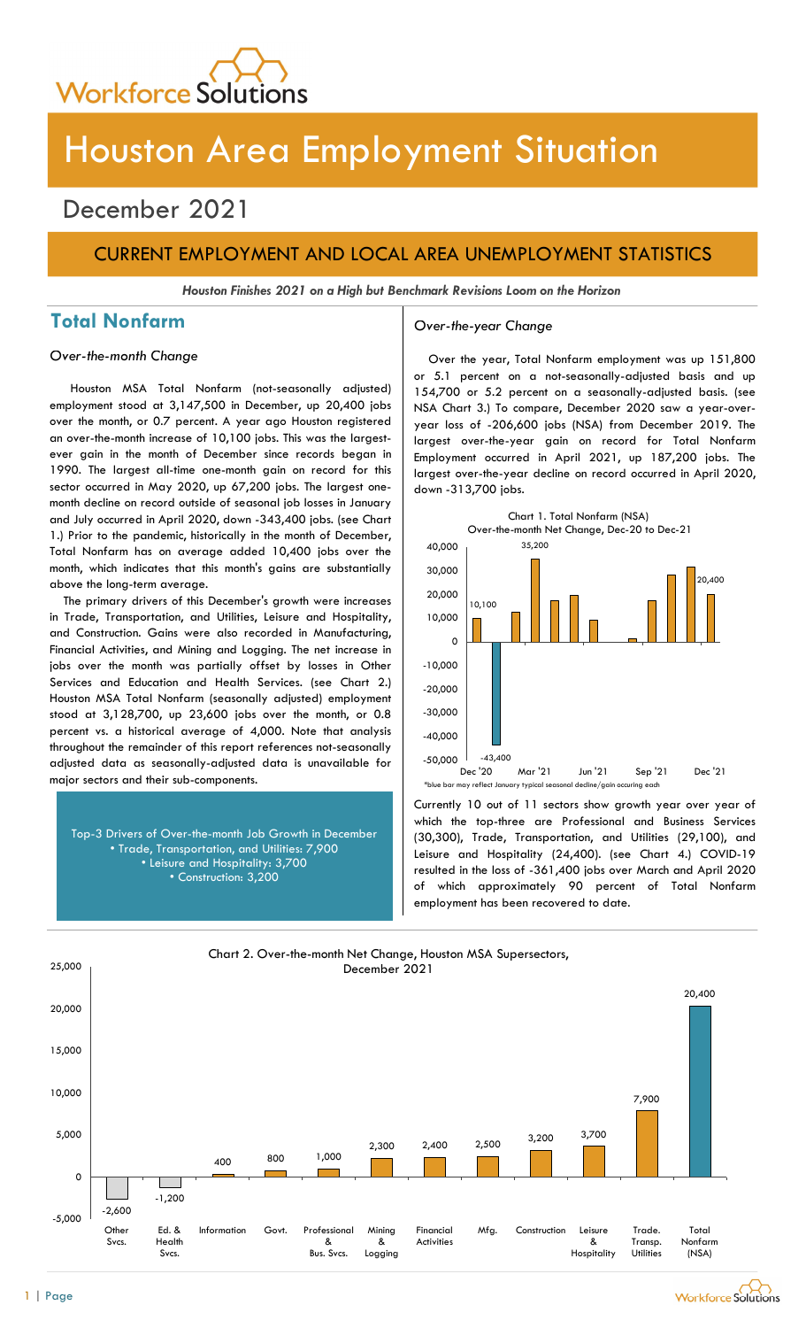Workforce Solutions

# Houston Area Employment Situation

## December 2021

## CURRENT EMPLOYMENT AND LOCAL AREA UNEMPLOYMENT STATISTICS

***Houston Finishes 2021 on a High but Benchmark Revisions Loom on the Horizon***

## Total Nonfarm

### *Over-the-month Change*

Houston MSA Total Nonfarm (not-seasonally adjusted) employment stood at 3,147,500 in December, up 20,400 jobs over the month, or 0.7 percent. A year ago Houston registered an over-the-month increase of 10,100 jobs. This was the largest-ever gain in the month of December since records began in 1990. The largest all-time one-month gain on record for this sector occurred in May 2020, up 67,200 jobs. The largest one-month decline on record outside of seasonal job losses in January and July occurred in April 2020, down -343,400 jobs. (see Chart 1.) Prior to the pandemic, historically in the month of December, Total Nonfarm has on average added 10,400 jobs over the month, which indicates that this month's gains are substantially above the long-term average.

The primary drivers of this December's growth were increases in Trade, Transportation, and Utilities, Leisure and Hospitality, and Construction. Gains were also recorded in Manufacturing, Financial Activities, and Mining and Logging. The net increase in jobs over the month was partially offset by losses in Other Services and Education and Health Services. (see Chart 2.) Houston MSA Total Nonfarm (seasonally adjusted) employment stood at 3,128,700, up 23,600 jobs over the month, or 0.8 percent vs. a historical average of 4,000. Note that analysis throughout the remainder of this report references not-seasonally adjusted data as seasonally-adjusted data is unavailable for major sectors and their sub-components.

Top-3 Drivers of Over-the-month Job Growth in December
- Trade, Transportation, and Utilities: 7,900
- Leisure and Hospitality: 3,700
- Construction: 3,200

### *Over-the-year Change*

Over the year, Total Nonfarm employment was up 151,800 or 5.1 percent on a not-seasonally-adjusted basis and up 154,700 or 5.2 percent on a seasonally-adjusted basis. (see NSA Chart 3.) To compare, December 2020 saw a year-over-year loss of -206,600 jobs (NSA) from December 2019. The largest over-the-year gain on record for Total Nonfarm Employment occurred in April 2021, up 187,200 jobs. The largest over-the-year decline on record occurred in April 2020, down -313,700 jobs.

Chart 1. Total Nonfarm (NSA)
Over-the-month Net Change, Dec-20 to Dec-21

*blue bar may reflect January typical seasonal decline/gain occuring each

Currently 10 out of 11 sectors show growth year over year of which the top-three are Professional and Business Services (30,300), Trade, Transportation, and Utilities (29,100), and Leisure and Hospitality (24,400). (see Chart 4.) COVID-19 resulted in the loss of -361,400 jobs over March and April 2020 of which approximately 90 percent of Total Nonfarm employment has been recovered to date.

Chart 2. Over-the-month Net Change, Houston MSA Supersectors, December 2021

| Sector | Net Change |
|---|---|
| Other Svcs. | -2,600 |
| Ed. & Health Svcs. | -1,200 |
| Information | 400 |
| Govt. | 800 |
| Professional & Bus. Svcs. | 1,000 |
| Mining & Logging | 2,300 |
| Financial Activities | 2,400 |
| Mfg. | 2,500 |
| Construction | 3,200 |
| Leisure & Hospitality | 3,700 |
| Trade. Transp. Utilities | 7,900 |
| Total Nonfarm (NSA) | 20,400 |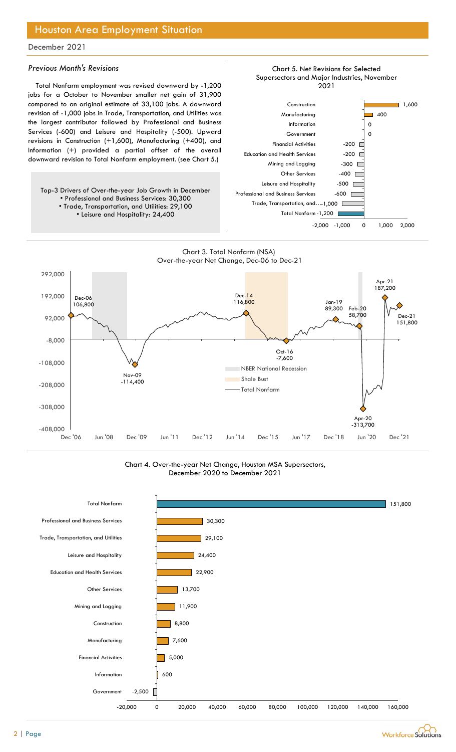## Houston Area Employment Situation

December 2021

### *Previous Month's Revisions*

Total Nonfarm employment was revised downward by -1,200 jobs for a October to November smaller net gain of 31,900 compared to an original estimate of 33,100 jobs. A downward revision of -1,000 jobs in Trade, Transportation, and Utilities was the largest contributor followed by Professional and Business Services (-600) and Leisure and Hospitality (-500). Upward revisions in Construction (+1,600), Manufacturing (+400), and Information (+) provided a partial offset of the overall downward revision to Total Nonfarm employment. (see Chart 5.)

Top-3 Drivers of Over-the-year Job Growth in December

- Professional and Business Services: 30,300
- Trade, Transportation, and Utilities: 29,100
- Leisure and Hospitality: 24,400

Chart 5. Net Revisions for Selected Supersectors and Major Industries, November 2021

| Sector | Revision |
|---|---|
| Construction | 1,600 |
| Manufacturing | 400 |
| Information | 0 |
| Government | 0 |
| Financial Activities | -200 |
| Education and Health Services | -200 |
| Mining and Logging | -300 |
| Other Services | -400 |
| Leisure and Hospitality | -500 |
| Professional and Business Services | -600 |
| Trade, Transportation, and Utilities | -1,000 |
| Total Nonfarm | -1,200 |

Chart 3. Total Nonfarm (NSA) Over-the-year Net Change, Dec-06 to Dec-21

| Point | Value |
|---|---|
| Dec-06 | 106,800 |
| Nov-09 | -114,400 |
| Dec-14 | 116,800 |
| Oct-16 | -7,600 |
| Jan-19 | 89,300 |
| Feb-20 | 58,700 |
| Apr-20 | -313,700 |
| Apr-21 | 187,200 |
| Dec-21 | 151,800 |

Legend: NBER National Recession; Shale Bust; Total Nonfarm

Chart 4. Over-the-year Net Change, Houston MSA Supersectors, December 2020 to December 2021

| Sector | Net Change |
|---|---|
| Total Nonfarm | 151,800 |
| Professional and Business Services | 30,300 |
| Trade, Transportation, and Utilities | 29,100 |
| Leisure and Hospitality | 24,400 |
| Education and Health Services | 22,900 |
| Other Services | 13,700 |
| Mining and Logging | 11,900 |
| Construction | 8,800 |
| Manufacturing | 7,600 |
| Financial Activities | 5,000 |
| Information | 600 |
| Government | -2,500 |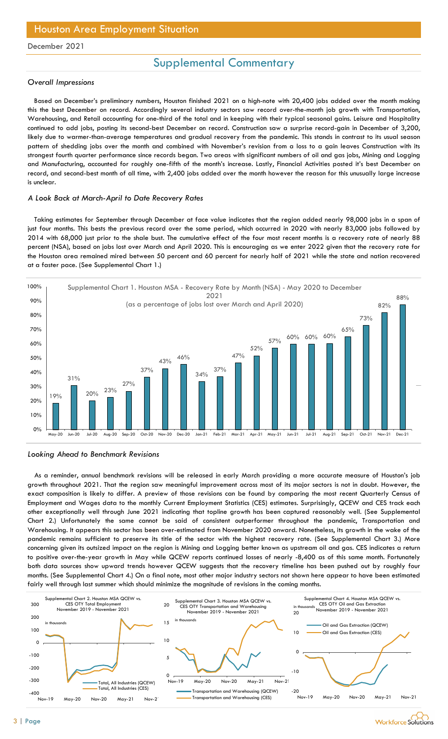# Houston Area Employment Situation

December 2021

## Supplemental Commentary

### *Overall Impressions*

Based on December's preliminary numbers, Houston finished 2021 on a high-note with 20,400 jobs added over the month making this the best December on record. Accordingly several industry sectors saw record over-the-month job growth with Transportation, Warehousing, and Retail accounting for one-third of the total and in keeping with their typical seasonal gains. Leisure and Hospitality continued to add jobs, posting its second-best December on record. Construction saw a surprise record-gain in December of 3,200, likely due to warmer-than-average temperatures and gradual recovery from the pandemic. This stands in contrast to its usual season pattern of shedding jobs over the month and combined with November's revision from a loss to a gain leaves Construction with its strongest fourth quarter performance since records began. Two areas with significant numbers of oil and gas jobs, Mining and Logging and Manufacturing, accounted for roughly one-fifth of the month's increase. Lastly, Financial Activities posted it's best December on record, and second-best month of all time, with 2,400 jobs added over the month however the reason for this unusually large increase is unclear.

### *A Look Back at March-April to Date Recovery Rates*

Taking estimates for September through December at face value indicates that the region added nearly 98,000 jobs in a span of just four months. This bests the previous record over the same period, which occurred in 2020 with nearly 83,000 jobs followed by 2014 with 68,000 just prior to the shale bust. The cumulative effect of the four most recent months is a recovery rate of nearly 88 percent (NSA), based on jobs lost over March and April 2020. This is encouraging as we enter 2022 given that the recovery rate for the Houston area remained mired between 50 percent and 60 percent for nearly half of 2021 while the state and nation recovered at a faster pace. (See Supplemental Chart 1.)

Supplemental Chart 1. Houston MSA - Recovery Rate by Month (NSA) - May 2020 to December 2021 (as a percentage of jobs lost over March and April 2020)

| Month | Recovery Rate |
|---|---|
| May-20 | 19% |
| Jun-20 | 31% |
| Jul-20 | 20% |
| Aug-20 | 23% |
| Sep-20 | 27% |
| Oct-20 | 37% |
| Nov-20 | 43% |
| Dec-20 | 46% |
| Jan-21 | 34% |
| Feb-21 | 37% |
| Mar-21 | 47% |
| Apr-21 | 52% |
| May-21 | 57% |
| Jun-21 | 60% |
| Jul-21 | 60% |
| Aug-21 | 60% |
| Sep-21 | 65% |
| Oct-21 | 73% |
| Nov-21 | 82% |
| Dec-21 | 88% |

### *Looking Ahead to Benchmark Revisions*

As a reminder, annual benchmark revisions will be released in early March providing a more accurate measure of Houston's job growth throughout 2021. That the region saw meaningful improvement across most of its major sectors is not in doubt. However, the exact composition is likely to differ. A preview of those revisions can be found by comparing the most recent Quarterly Census of Employment and Wages data to the monthly Current Employment Statistics (CES) estimates. Surprisingly, QCEW and CES track each other exceptionally well through June 2021 indicating that topline growth has been captured reasonably well. (See Supplemental Chart 2.) Unfortunately the same cannot be said of consistent outperformer throughout the pandemic, Transportation and Warehousing. It appears this sector has been over-estimated from November 2020 onward. Nonetheless, its growth in the wake of the pandemic remains sufficient to preserve its title of the sector with the highest recovery rate. (See Supplemental Chart 3.) More concerning given its outsized impact on the region is Mining and Logging better known as upstream oil and gas. CES indicates a return to positive over-the-year growth in May while QCEW reports continued losses of nearly -8,400 as of this same month. Fortunately both data sources show upward trends however QCEW suggests that the recovery timeline has been pushed out by roughly four months. (See Supplemental Chart 4.) On a final note, most other major industry sectors not shown here appear to have been estimated fairly well through last summer which should minimize the magnitude of revisions in the coming months.

Supplemental Chart 2. Houston MSA QCEW vs. CES OTY Total Employment November 2019 - November 2021 (in thousands; Total, All Industries (QCEW); Total, All Industries (CES))

Supplemental Chart 3. Houston MSA QCEW vs. CES OTY Transportation and Warehousing November 2019 - November 2021 (in thousands; Transportation and Warehousing (QCEW); Transportation and Warehousing (CES))

Supplemental Chart 4. Houston MSA QCEW vs. CES OTY Oil and Gas Extraction November 2019 - November 2021 (in thousands; Oil and Gas Extraction (QCEW); Oil and Gas Extraction (CES))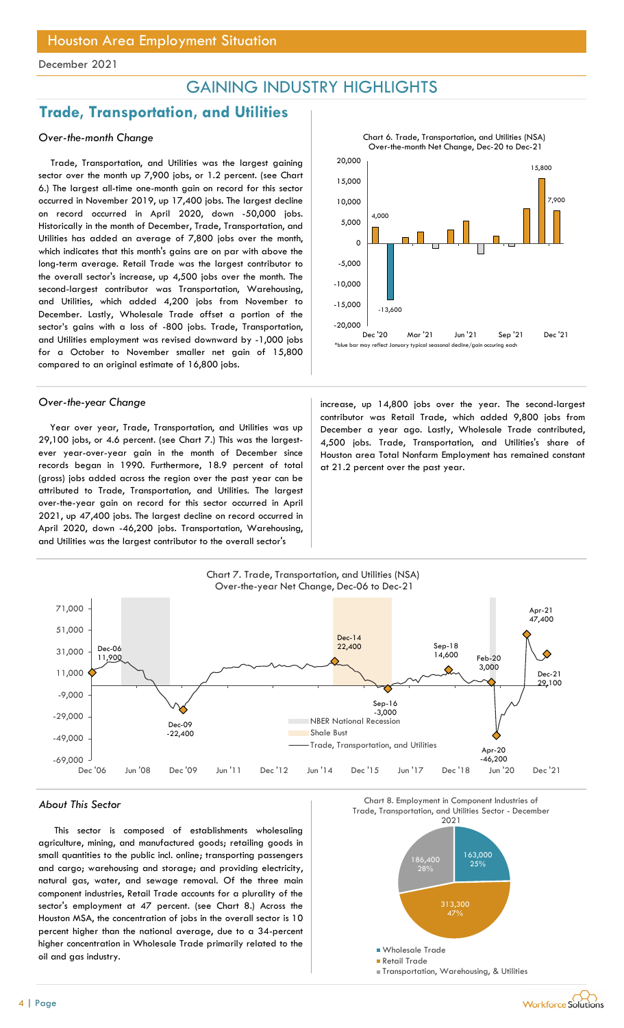## GAINING INDUSTRY HIGHLIGHTS

# Trade, Transportation, and Utilities

### *Over-the-month Change*

Trade, Transportation, and Utilities was the largest gaining sector over the month up 7,900 jobs, or 1.2 percent. (see Chart 6.) The largest all-time one-month gain on record for this sector occurred in November 2019, up 17,400 jobs. The largest decline on record occurred in April 2020, down -50,000 jobs. Historically in the month of December, Trade, Transportation, and Utilities has added an average of 7,800 jobs over the month, which indicates that this month's gains are on par with above the long-term average. Retail Trade was the largest contributor to the overall sector's increase, up 4,500 jobs over the month. The second-largest contributor was Transportation, Warehousing, and Utilities, which added 4,200 jobs from November to December. Lastly, Wholesale Trade offset a portion of the sector's gains with a loss of -800 jobs. Trade, Transportation, and Utilities employment was revised downward by -1,000 jobs for a October to November smaller net gain of 15,800 compared to an original estimate of 16,800 jobs.

Chart 6. Trade, Transportation, and Utilities (NSA) Over-the-month Net Change, Dec-20 to Dec-21

*blue bar may reflect January typical seasonal decline/gain occuring each

### *Over-the-year Change*

Year over year, Trade, Transportation, and Utilities was up 29,100 jobs, or 4.6 percent. (see Chart 7.) This was the largest-ever year-over-year gain in the month of December since records began in 1990. Furthermore, 18.9 percent of total (gross) jobs added across the region over the past year can be attributed to Trade, Transportation, and Utilities. The largest over-the-year gain on record for this sector occurred in April 2021, up 47,400 jobs. The largest decline on record occurred in April 2020, down -46,200 jobs. Transportation, Warehousing, and Utilities was the largest contributor to the overall sector's increase, up 14,800 jobs over the year. The second-largest contributor was Retail Trade, which added 9,800 jobs from December a year ago. Lastly, Wholesale Trade contributed, 4,500 jobs. Trade, Transportation, and Utilities's share of Houston area Total Nonfarm Employment has remained constant at 21.2 percent over the past year.

Chart 7. Trade, Transportation, and Utilities (NSA) Over-the-year Net Change, Dec-06 to Dec-21

### *About This Sector*

This sector is composed of establishments wholesaling agriculture, mining, and manufactured goods; retailing goods in small quantities to the public incl. online; transporting passengers and cargo; warehousing and storage; and providing electricity, natural gas, water, and sewage removal. Of the three main component industries, Retail Trade accounts for a plurality of the sector's employment at 47 percent. (see Chart 8.) Across the Houston MSA, the concentration of jobs in the overall sector is 10 percent higher than the national average, due to a 34-percent higher concentration in Wholesale Trade primarily related to the oil and gas industry.

Chart 8. Employment in Component Industries of Trade, Transportation, and Utilities Sector - December 2021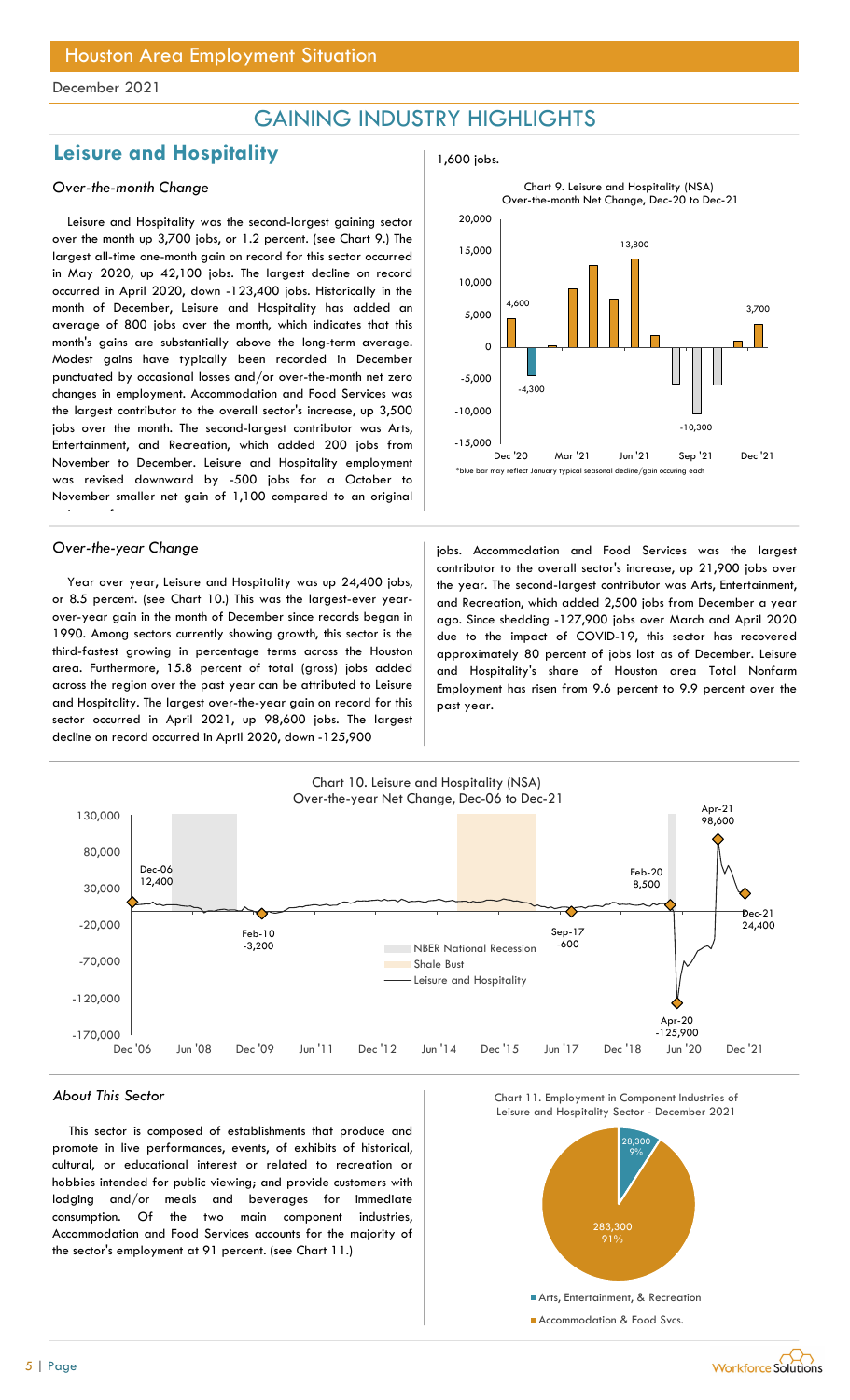December 2021

# GAINING INDUSTRY HIGHLIGHTS

## Leisure and Hospitality

### *Over-the-month Change*

Leisure and Hospitality was the second-largest gaining sector over the month up 3,700 jobs, or 1.2 percent. (see Chart 9.) The largest all-time one-month gain on record for this sector occurred in May 2020, up 42,100 jobs. The largest decline on record occurred in April 2020, down -123,400 jobs. Historically in the month of December, Leisure and Hospitality has added an average of 800 jobs over the month, which indicates that this month's gains are substantially above the long-term average. Modest gains have typically been recorded in December punctuated by occasional losses and/or over-the-month net zero changes in employment. Accommodation and Food Services was the largest contributor to the overall sector's increase, up 3,500 jobs over the month. The second-largest contributor was Arts, Entertainment, and Recreation, which added 200 jobs from November to December. Leisure and Hospitality employment was revised downward by -500 jobs for a October to November smaller net gain of 1,100 compared to an original estimate of 1,600 jobs.

Chart 9. Leisure and Hospitality (NSA) Over-the-month Net Change, Dec-20 to Dec-21

*blue bar may reflect January typical seasonal decline/gain occuring each

### *Over-the-year Change*

Year over year, Leisure and Hospitality was up 24,400 jobs, or 8.5 percent. (see Chart 10.) This was the largest-ever year-over-year gain in the month of December since records began in 1990. Among sectors currently showing growth, this sector is the third-fastest growing in percentage terms across the Houston area. Furthermore, 15.8 percent of total (gross) jobs added across the region over the past year can be attributed to Leisure and Hospitality. The largest over-the-year gain on record for this sector occurred in April 2021, up 98,600 jobs. The largest decline on record occurred in April 2020, down -125,900 jobs. Accommodation and Food Services was the largest contributor to the overall sector's increase, up 21,900 jobs over the year. The second-largest contributor was Arts, Entertainment, and Recreation, which added 2,500 jobs from December a year ago. Since shedding -127,900 jobs over March and April 2020 due to the impact of COVID-19, this sector has recovered approximately 80 percent of jobs lost as of December. Leisure and Hospitality's share of Houston area Total Nonfarm Employment has risen from 9.6 percent to 9.9 percent over the past year.

Chart 10. Leisure and Hospitality (NSA) Over-the-year Net Change, Dec-06 to Dec-21

### *About This Sector*

This sector is composed of establishments that produce and promote in live performances, events, of exhibits of historical, cultural, or educational interest or related to recreation or hobbies intended for public viewing; and provide customers with lodging and/or meals and beverages for immediate consumption. Of the two main component industries, Accommodation and Food Services accounts for the majority of the sector's employment at 91 percent. (see Chart 11.)

Chart 11. Employment in Component Industries of Leisure and Hospitality Sector - December 2021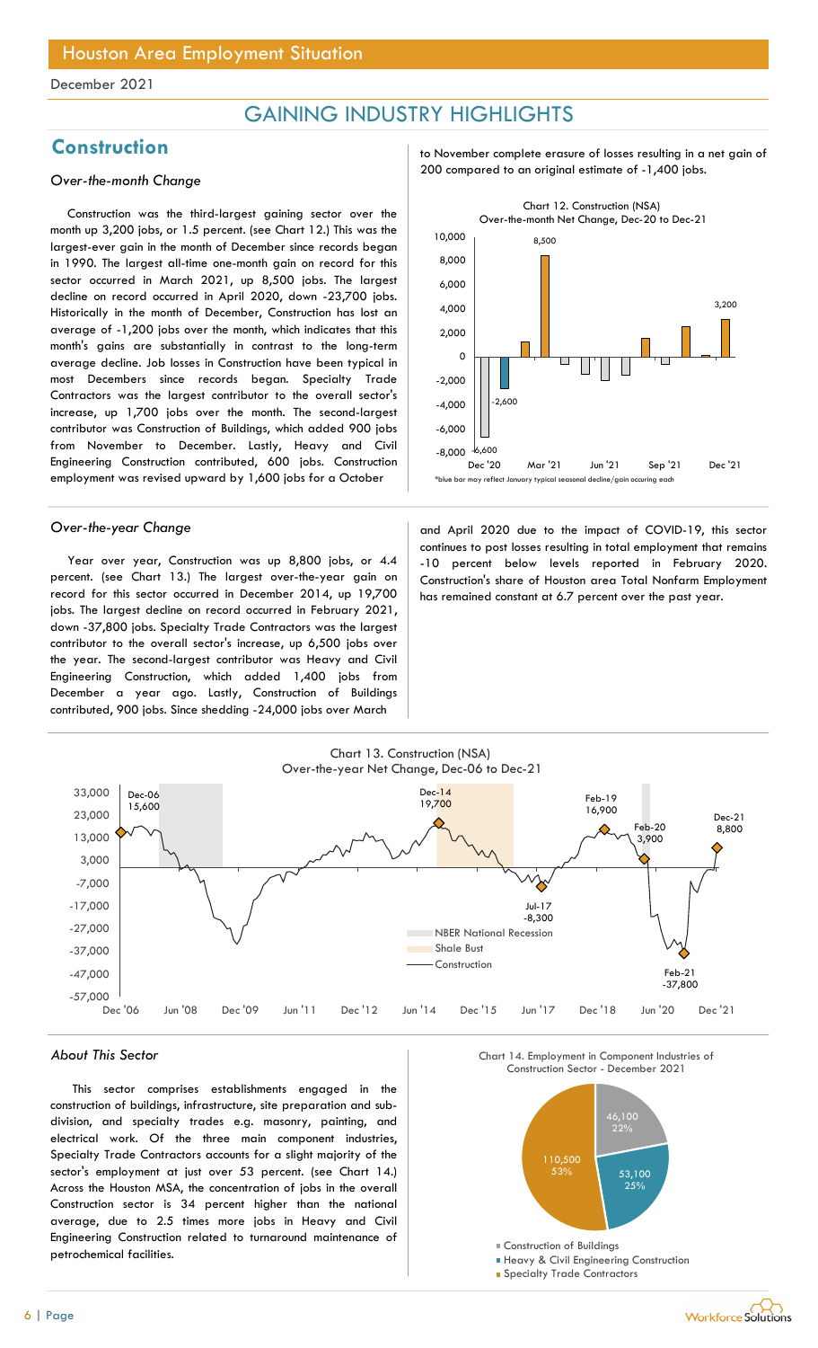December 2021

# GAINING INDUSTRY HIGHLIGHTS

## Construction

### *Over-the-month Change*

Construction was the third-largest gaining sector over the month up 3,200 jobs, or 1.5 percent. (see Chart 12.) This was the largest-ever gain in the month of December since records began in 1990. The largest all-time one-month gain on record for this sector occurred in March 2021, up 8,500 jobs. The largest decline on record occurred in April 2020, down -23,700 jobs. Historically in the month of December, Construction has lost an average of -1,200 jobs over the month, which indicates that this month's gains are substantially in contrast to the long-term average decline. Job losses in Construction have been typical in most Decembers since records began. Specialty Trade Contractors was the largest contributor to the overall sector's increase, up 1,700 jobs over the month. The second-largest contributor was Construction of Buildings, which added 900 jobs from November to December. Lastly, Heavy and Civil Engineering Construction contributed, 600 jobs. Construction employment was revised upward by 1,600 jobs for a October to November complete erasure of losses resulting in a net gain of 200 compared to an original estimate of -1,400 jobs.

Chart 12. Construction (NSA) Over-the-month Net Change, Dec-20 to Dec-21

*blue bar may reflect January typical seasonal decline/gain occuring each

### *Over-the-year Change*

Year over year, Construction was up 8,800 jobs, or 4.4 percent. (see Chart 13.) The largest over-the-year gain on record for this sector occurred in December 2014, up 19,700 jobs. The largest decline on record occurred in February 2021, down -37,800 jobs. Specialty Trade Contractors was the largest contributor to the overall sector's increase, up 6,500 jobs over the year. The second-largest contributor was Heavy and Civil Engineering Construction, which added 1,400 jobs from December a year ago. Lastly, Construction of Buildings contributed, 900 jobs. Since shedding -24,000 jobs over March and April 2020 due to the impact of COVID-19, this sector continues to post losses resulting in total employment that remains -10 percent below levels reported in February 2020. Construction's share of Houston area Total Nonfarm Employment has remained constant at 6.7 percent over the past year.

Chart 13. Construction (NSA) Over-the-year Net Change, Dec-06 to Dec-21

### *About This Sector*

This sector comprises establishments engaged in the construction of buildings, infrastructure, site preparation and sub-division, and specialty trades e.g. masonry, painting, and electrical work. Of the three main component industries, Specialty Trade Contractors accounts for a slight majority of the sector's employment at just over 53 percent. (see Chart 14.) Across the Houston MSA, the concentration of jobs in the overall Construction sector is 34 percent higher than the national average, due to 2.5 times more jobs in Heavy and Civil Engineering Construction related to turnaround maintenance of petrochemical facilities.

Chart 14. Employment in Component Industries of Construction Sector - December 2021

| Component Industry | Employment | Share |
| --- | --- | --- |
| Construction of Buildings | 46,100 | 22% |
| Heavy & Civil Engineering Construction | 53,100 | 25% |
| Specialty Trade Contractors | 110,500 | 53% |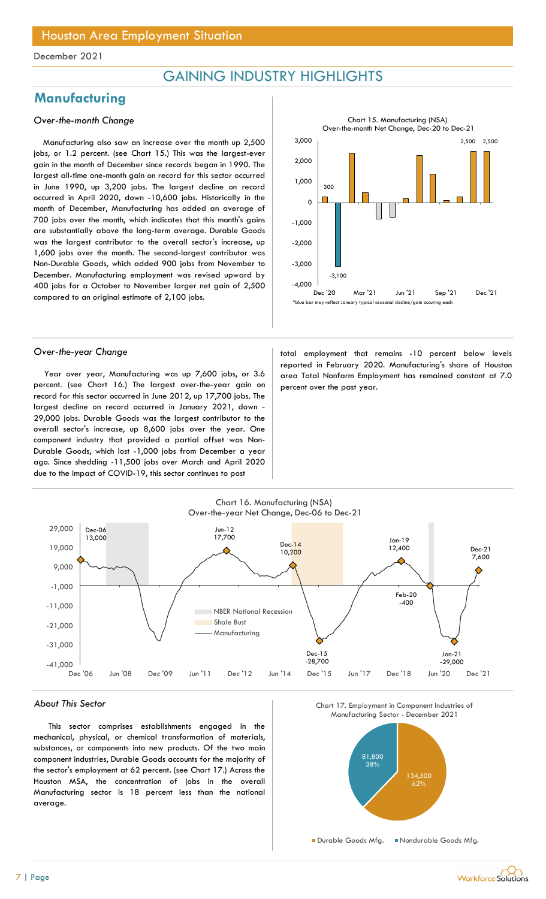## GAINING INDUSTRY HIGHLIGHTS

# Manufacturing

### *Over-the-month Change*

Manufacturing also saw an increase over the month up 2,500 jobs, or 1.2 percent. (see Chart 15.) This was the largest-ever gain in the month of December since records began in 1990. The largest all-time one-month gain on record for this sector occurred in June 1990, up 3,200 jobs. The largest decline on record occurred in April 2020, down -10,600 jobs. Historically in the month of December, Manufacturing has added an average of 700 jobs over the month, which indicates that this month's gains are substantially above the long-term average. Durable Goods was the largest contributor to the overall sector's increase, up 1,600 jobs over the month. The second-largest contributor was Non-Durable Goods, which added 900 jobs from November to December. Manufacturing employment was revised upward by 400 jobs for a October to November larger net gain of 2,500 compared to an original estimate of 2,100 jobs.

Chart 15. Manufacturing (NSA) Over-the-month Net Change, Dec-20 to Dec-21

*blue bar may reflect January typical seasonal decline/gain occuring each

### *Over-the-year Change*

Year over year, Manufacturing was up 7,600 jobs, or 3.6 percent. (see Chart 16.) The largest over-the-year gain on record for this sector occurred in June 2012, up 17,700 jobs. The largest decline on record occurred in January 2021, down -29,000 jobs. Durable Goods was the largest contributor to the overall sector's increase, up 8,600 jobs over the year. One component industry that provided a partial offset was Non-Durable Goods, which lost -1,000 jobs from December a year ago. Since shedding -11,500 jobs over March and April 2020 due to the impact of COVID-19, this sector continues to post total employment that remains -10 percent below levels reported in February 2020. Manufacturing's share of Houston area Total Nonfarm Employment has remained constant at 7.0 percent over the past year.

Chart 16. Manufacturing (NSA) Over-the-year Net Change, Dec-06 to Dec-21

### *About This Sector*

This sector comprises establishments engaged in the mechanical, physical, or chemical transformation of materials, substances, or components into new products. Of the two main component industries, Durable Goods accounts for the majority of the sector's employment at 62 percent. (see Chart 17.) Across the Houston MSA, the concentration of jobs in the overall Manufacturing sector is 18 percent less than the national average.

Chart 17. Employment in Component Industries of Manufacturing Sector - December 2021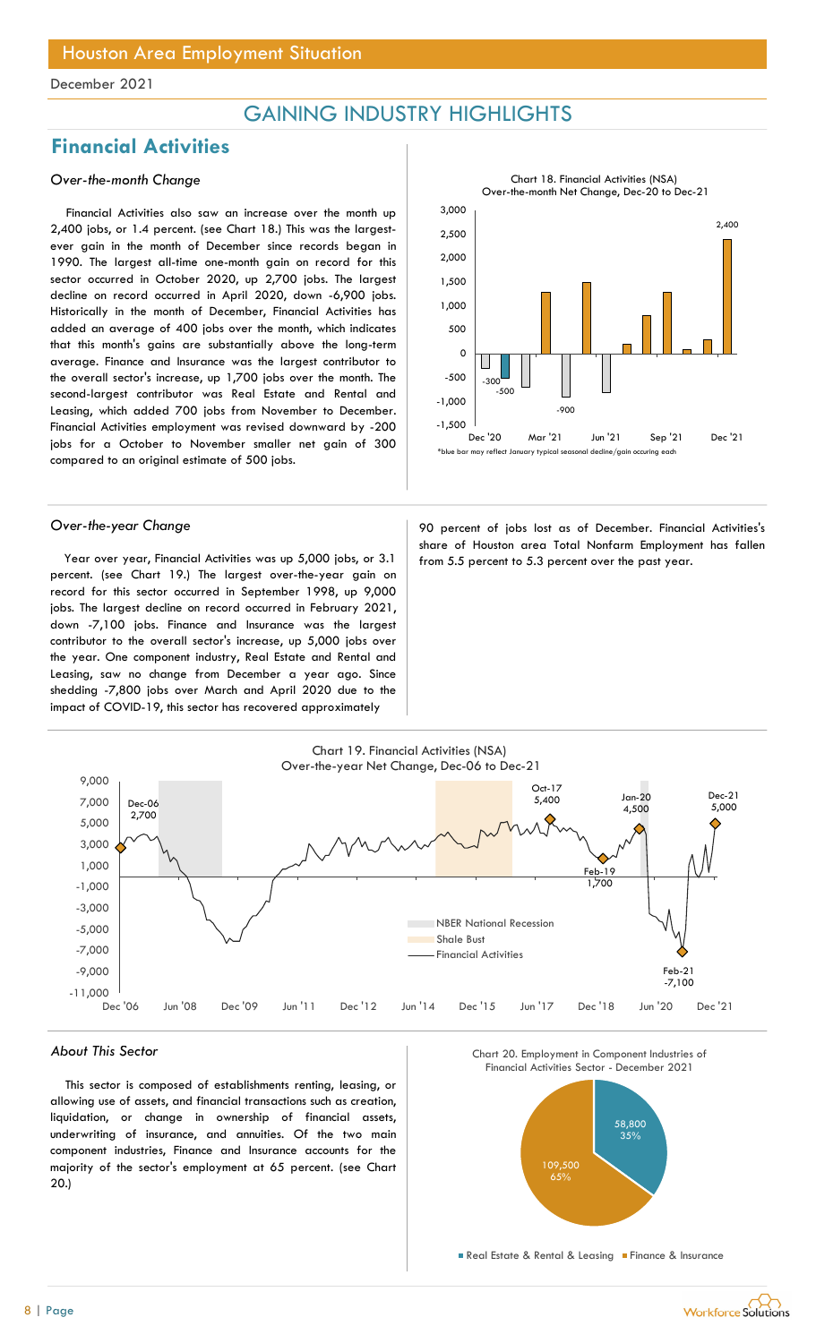Houston Area Employment Situation

December 2021

## GAINING INDUSTRY HIGHLIGHTS

# Financial Activities

### *Over-the-month Change*

Financial Activities also saw an increase over the month up 2,400 jobs, or 1.4 percent. (see Chart 18.) This was the largest-ever gain in the month of December since records began in 1990. The largest all-time one-month gain on record for this sector occurred in October 2020, up 2,700 jobs. The largest decline on record occurred in April 2020, down -6,900 jobs. Historically in the month of December, Financial Activities has added an average of 400 jobs over the month, which indicates that this month's gains are substantially above the long-term average. Finance and Insurance was the largest contributor to the overall sector's increase, up 1,700 jobs over the month. The second-largest contributor was Real Estate and Rental and Leasing, which added 700 jobs from November to December. Financial Activities employment was revised downward by -200 jobs for a October to November smaller net gain of 300 compared to an original estimate of 500 jobs.

Chart 18. Financial Activities (NSA) Over-the-month Net Change, Dec-20 to Dec-21

*blue bar may reflect January typical seasonal decline/gain occuring each

### *Over-the-year Change*

Year over year, Financial Activities was up 5,000 jobs, or 3.1 percent. (see Chart 19.) The largest over-the-year gain on record for this sector occurred in September 1998, up 9,000 jobs. The largest decline on record occurred in February 2021, down -7,100 jobs. Finance and Insurance was the largest contributor to the overall sector's increase, up 5,000 jobs over the year. One component industry, Real Estate and Rental and Leasing, saw no change from December a year ago. Since shedding -7,800 jobs over March and April 2020 due to the impact of COVID-19, this sector has recovered approximately 90 percent of jobs lost as of December. Financial Activities's share of Houston area Total Nonfarm Employment has fallen from 5.5 percent to 5.3 percent over the past year.

Chart 19. Financial Activities (NSA) Over-the-year Net Change, Dec-06 to Dec-21

### *About This Sector*

This sector is composed of establishments renting, leasing, or allowing use of assets, and financial transactions such as creation, liquidation, or change in ownership of financial assets, underwriting of insurance, and annuities. Of the two main component industries, Finance and Insurance accounts for the majority of the sector's employment at 65 percent. (see Chart 20.)

Chart 20. Employment in Component Industries of Financial Activities Sector - December 2021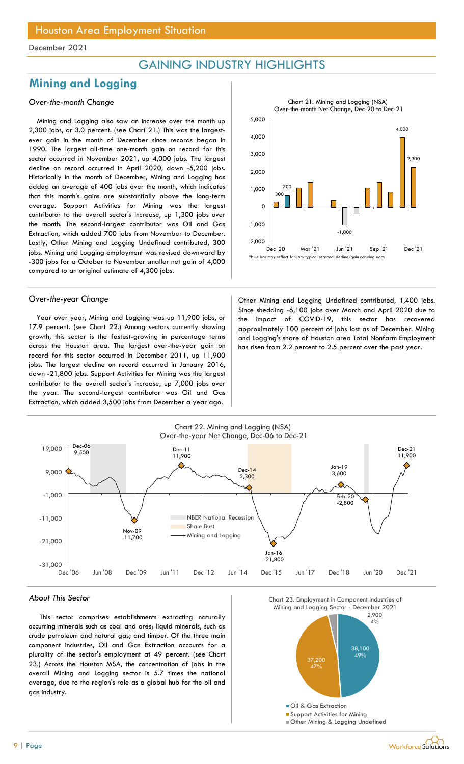Houston Area Employment Situation

December 2021

## GAINING INDUSTRY HIGHLIGHTS

# Mining and Logging

### *Over-the-month Change*

Mining and Logging also saw an increase over the month up 2,300 jobs, or 3.0 percent. (see Chart 21.) This was the largest-ever gain in the month of December since records began in 1990. The largest all-time one-month gain on record for this sector occurred in November 2021, up 4,000 jobs. The largest decline on record occurred in April 2020, down -5,200 jobs. Historically in the month of December, Mining and Logging has added an average of 400 jobs over the month, which indicates that this month's gains are substantially above the long-term average. Support Activities for Mining was the largest contributor to the overall sector's increase, up 1,300 jobs over the month. The second-largest contributor was Oil and Gas Extraction, which added 700 jobs from November to December. Lastly, Other Mining and Logging Undefined contributed, 300 jobs. Mining and Logging employment was revised downward by -300 jobs for a October to November smaller net gain of 4,000 compared to an original estimate of 4,300 jobs.

Chart 21. Mining and Logging (NSA) Over-the-month Net Change, Dec-20 to Dec-21

*blue bar may reflect January typical seasonal decline/gain occuring each

### *Over-the-year Change*

Year over year, Mining and Logging was up 11,900 jobs, or 17.9 percent. (see Chart 22.) Among sectors currently showing growth, this sector is the fastest-growing in percentage terms across the Houston area. The largest over-the-year gain on record for this sector occurred in December 2011, up 11,900 jobs. The largest decline on record occurred in January 2016, down -21,800 jobs. Support Activities for Mining was the largest contributor to the overall sector's increase, up 7,000 jobs over the year. The second-largest contributor was Oil and Gas Extraction, which added 3,500 jobs from December a year ago. Other Mining and Logging Undefined contributed, 1,400 jobs. Since shedding -6,100 jobs over March and April 2020 due to the impact of COVID-19, this sector has recovered approximately 100 percent of jobs lost as of December. Mining and Logging's share of Houston area Total Nonfarm Employment has risen from 2.2 percent to 2.5 percent over the past year.

Chart 22. Mining and Logging (NSA) Over-the-year Net Change, Dec-06 to Dec-21

### *About This Sector*

This sector comprises establishments extracting naturally occurring minerals such as coal and ores; liquid minerals, such as crude petroleum and natural gas; and timber. Of the three main component industries, Oil and Gas Extraction accounts for a plurality of the sector's employment at 49 percent. (see Chart 23.) Across the Houston MSA, the concentration of jobs in the overall Mining and Logging sector is 5.7 times the national average, due to the region's role as a global hub for the oil and gas industry.

Chart 23. Employment in Component Industries of Mining and Logging Sector - December 2021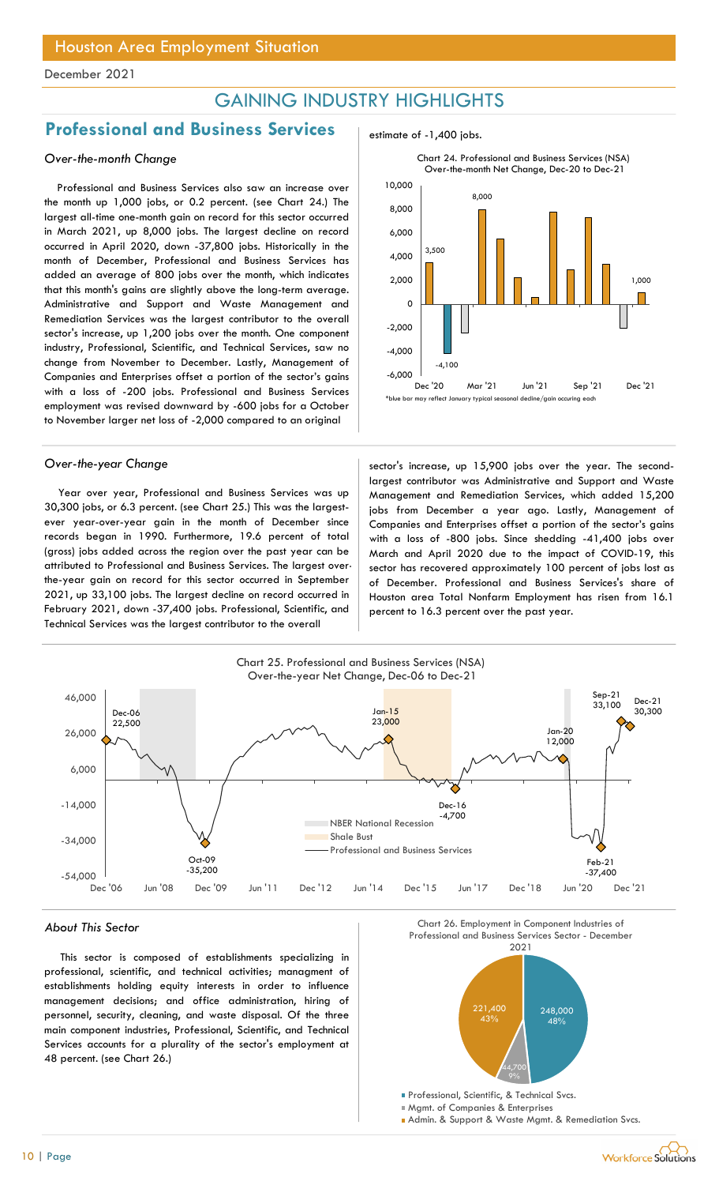# GAINING INDUSTRY HIGHLIGHTS

## Professional and Business Services

### *Over-the-month Change*

Professional and Business Services also saw an increase over the month up 1,000 jobs, or 0.2 percent. (see Chart 24.) The largest all-time one-month gain on record for this sector occurred in March 2021, up 8,000 jobs. The largest decline on record occurred in April 2020, down -37,800 jobs. Historically in the month of December, Professional and Business Services has added an average of 800 jobs over the month, which indicates that this month's gains are slightly above the long-term average. Administrative and Support and Waste Management and Remediation Services was the largest contributor to the overall sector's increase, up 1,200 jobs over the month. One component industry, Professional, Scientific, and Technical Services, saw no change from November to December. Lastly, Management of Companies and Enterprises offset a portion of the sector's gains with a loss of -200 jobs. Professional and Business Services employment was revised downward by -600 jobs for a October to November larger net loss of -2,000 compared to an original estimate of -1,400 jobs.

Chart 24. Professional and Business Services (NSA) Over-the-month Net Change, Dec-20 to Dec-21

*blue bar may reflect January typical seasonal decline/gain occuring each

### *Over-the-year Change*

Year over year, Professional and Business Services was up 30,300 jobs, or 6.3 percent. (see Chart 25.) This was the largest-ever year-over-year gain in the month of December since records began in 1990. Furthermore, 19.6 percent of total (gross) jobs added across the region over the past year can be attributed to Professional and Business Services. The largest over-the-year gain on record for this sector occurred in September 2021, up 33,100 jobs. The largest decline on record occurred in February 2021, down -37,400 jobs. Professional, Scientific, and Technical Services was the largest contributor to the overall sector's increase, up 15,900 jobs over the year. The second-largest contributor was Administrative and Support and Waste Management and Remediation Services, which added 15,200 jobs from December a year ago. Lastly, Management of Companies and Enterprises offset a portion of the sector's gains with a loss of -800 jobs. Since shedding -41,400 jobs over March and April 2020 due to the impact of COVID-19, this sector has recovered approximately 100 percent of jobs lost as of December. Professional and Business Services's share of Houston area Total Nonfarm Employment has risen from 16.1 percent to 16.3 percent over the past year.

Chart 25. Professional and Business Services (NSA) Over-the-year Net Change, Dec-06 to Dec-21

### *About This Sector*

This sector is composed of establishments specializing in professional, scientific, and technical activities; managment of establishments holding equity interests in order to influence management decisions; and office administration, hiring of personnel, security, cleaning, and waste disposal. Of the three main component industries, Professional, Scientific, and Technical Services accounts for a plurality of the sector's employment at 48 percent. (see Chart 26.)

Chart 26. Employment in Component Industries of Professional and Business Services Sector - December 2021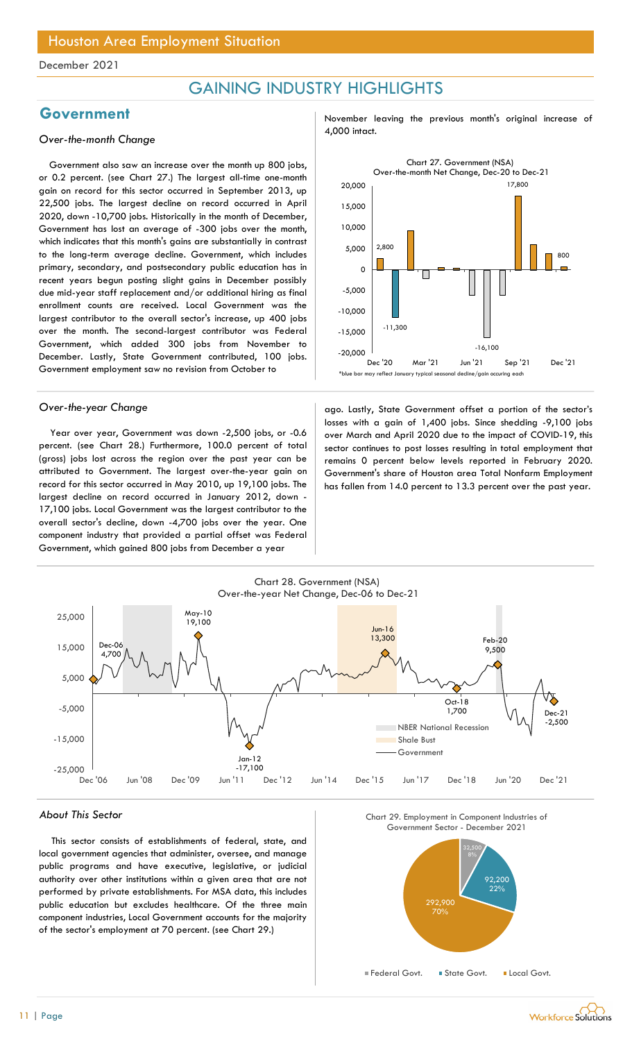# GAINING INDUSTRY HIGHLIGHTS

## Government

### *Over-the-month Change*

Government also saw an increase over the month up 800 jobs, or 0.2 percent. (see Chart 27.) The largest all-time one-month gain on record for this sector occurred in September 2013, up 22,500 jobs. The largest decline on record occurred in April 2020, down -10,700 jobs. Historically in the month of December, Government has lost an average of -300 jobs over the month, which indicates that this month's gains are substantially in contrast to the long-term average decline. Government, which includes primary, secondary, and postsecondary public education has in recent years begun posting slight gains in December possibly due mid-year staff replacement and/or additional hiring as final enrollment counts are received. Local Government was the largest contributor to the overall sector's increase, up 400 jobs over the month. The second-largest contributor was Federal Government, which added 300 jobs from November to December. Lastly, State Government contributed, 100 jobs. Government employment saw no revision from October to November leaving the previous month's original increase of 4,000 intact.

Chart 27. Government (NSA) Over-the-month Net Change, Dec-20 to Dec-21

*blue bar may reflect January typical seasonal decline/gain occuring each

### *Over-the-year Change*

Year over year, Government was down -2,500 jobs, or -0.6 percent. (see Chart 28.) Furthermore, 100.0 percent of total (gross) jobs lost across the region over the past year can be attributed to Government. The largest over-the-year gain on record for this sector occurred in May 2010, up 19,100 jobs. The largest decline on record occurred in January 2012, down -17,100 jobs. Local Government was the largest contributor to the overall sector's decline, down -4,700 jobs over the year. One component industry that provided a partial offset was Federal Government, which gained 800 jobs from December a year ago. Lastly, State Government offset a portion of the sector's losses with a gain of 1,400 jobs. Since shedding -9,100 jobs over March and April 2020 due to the impact of COVID-19, this sector continues to post losses resulting in total employment that remains 0 percent below levels reported in February 2020. Government's share of Houston area Total Nonfarm Employment has fallen from 14.0 percent to 13.3 percent over the past year.

Chart 28. Government (NSA) Over-the-year Net Change, Dec-06 to Dec-21

### *About This Sector*

This sector consists of establishments of federal, state, and local government agencies that administer, oversee, and manage public programs and have executive, legislative, or judicial authority over other institutions within a given area that are not performed by private establishments. For MSA data, this includes public education but excludes healthcare. Of the three main component industries, Local Government accounts for the majority of the sector's employment at 70 percent. (see Chart 29.)

Chart 29. Employment in Component Industries of Government Sector - December 2021

| Component | Employment | Share |
|---|---|---|
| Federal Govt. | 32,500 | 8% |
| State Govt. | 92,200 | 22% |
| Local Govt. | 292,900 | 70% |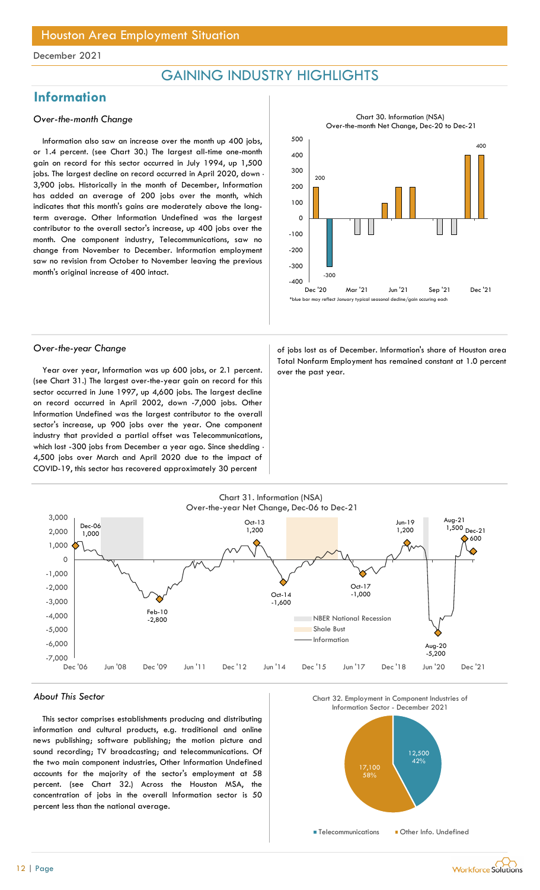## Houston Area Employment Situation

December 2021

# GAINING INDUSTRY HIGHLIGHTS

## Information

### *Over-the-month Change*

Information also saw an increase over the month up 400 jobs, or 1.4 percent. (see Chart 30.) The largest all-time one-month gain on record for this sector occurred in July 1994, up 1,500 jobs. The largest decline on record occurred in April 2020, down -3,900 jobs. Historically in the month of December, Information has added an average of 200 jobs over the month, which indicates that this month's gains are moderately above the long-term average. Other Information Undefined was the largest contributor to the overall sector's increase, up 400 jobs over the month. One component industry, Telecommunications, saw no change from November to December. Information employment saw no revision from October to November leaving the previous month's original increase of 400 intact.

Chart 30. Information (NSA) Over-the-month Net Change, Dec-20 to Dec-21

*blue bar may reflect January typical seasonal decline/gain occuring each

### *Over-the-year Change*

Year over year, Information was up 600 jobs, or 2.1 percent. (see Chart 31.) The largest over-the-year gain on record for this sector occurred in June 1997, up 4,600 jobs. The largest decline on record occurred in April 2002, down -7,000 jobs. Other Information Undefined was the largest contributor to the overall sector's increase, up 900 jobs over the year. One component industry that provided a partial offset was Telecommunications, which lost -300 jobs from December a year ago. Since shedding -4,500 jobs over March and April 2020 due to the impact of COVID-19, this sector has recovered approximately 30 percent of jobs lost as of December. Information's share of Houston area Total Nonfarm Employment has remained constant at 1.0 percent over the past year.

Chart 31. Information (NSA) Over-the-year Net Change, Dec-06 to Dec-21

### *About This Sector*

This sector comprises establishments producing and distributing information and cultural products, e.g. traditional and online news publishing; software publishing; the motion picture and sound recording; TV broadcasting; and telecommunications. Of the two main component industries, Other Information Undefined accounts for the majority of the sector's employment at 58 percent. (see Chart 32.) Across the Houston MSA, the concentration of jobs in the overall Information sector is 50 percent less than the national average.

Chart 32. Employment in Component Industries of Information Sector - December 2021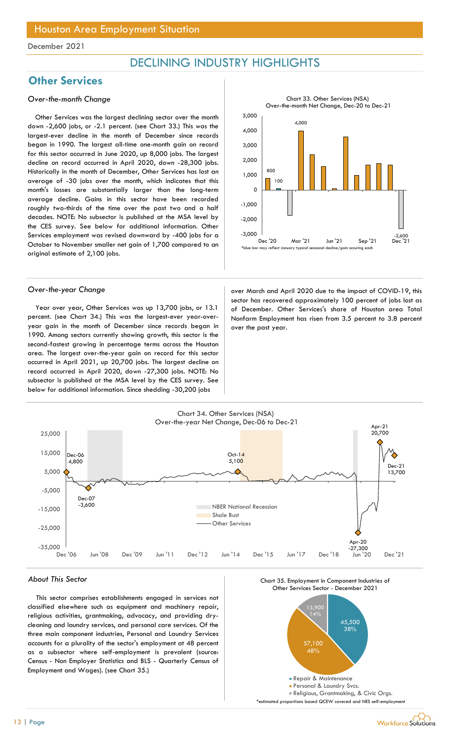# Houston Area Employment Situation

December 2021

## DECLINING INDUSTRY HIGHLIGHTS

## Other Services

### *Over-the-month Change*

Other Services was the largest declining sector over the month down -2,600 jobs, or -2.1 percent. (see Chart 33.) This was the largest-ever decline in the month of December since records began in 1990. The largest all-time one-month gain on record for this sector occurred in June 2020, up 8,000 jobs. The largest decline on record occurred in April 2020, down -28,300 jobs. Historically in the month of December, Other Services has lost an average of -30 jobs over the month, which indicates that this month's losses are substantially larger than the long-term average decline. Gains in this sector have been recorded roughly two-thirds of the time over the past two and a half decades. NOTE: No subsector is published at the MSA level by the CES survey. See below for additional information. Other Services employment was revised downward by -400 jobs for a October to November smaller net gain of 1,700 compared to an original estimate of 2,100 jobs.

Chart 33. Other Services (NSA) Over-the-month Net Change, Dec-20 to Dec-21

*blue bar may reflect January typical seasonal decline/gain occuring each

### *Over-the-year Change*

Year over year, Other Services was up 13,700 jobs, or 13.1 percent. (see Chart 34.) This was the largest-ever year-over-year gain in the month of December since records began in 1990. Among sectors currently showing growth, this sector is the second-fastest growing in percentage terms across the Houston area. The largest over-the-year gain on record for this sector occurred in April 2021, up 20,700 jobs. The largest decline on record occurred in April 2020, down -27,300 jobs. NOTE: No subsector is published at the MSA level by the CES survey. See below for additional information. Since shedding -30,200 jobs over March and April 2020 due to the impact of COVID-19, this sector has recovered approximately 100 percent of jobs lost as of December. Other Services's share of Houston area Total Nonfarm Employment has risen from 3.5 percent to 3.8 percent over the past year.

Chart 34. Other Services (NSA) Over-the-year Net Change, Dec-06 to Dec-21

### *About This Sector*

This sector comprises establishments engaged in services not classified elsewhere such as equipment and machinery repair, religious activities, grantmaking, advocacy, and providing dry-cleaning and laundry services, and personal care services. Of the three main component industries, Personal and Laundry Services accounts for a plurality of the sector's employment at 48 percent as a subsector where self-employment is prevalent (source: Census - Non Employer Statistics and BLS - Quarterly Census of Employment and Wages). (see Chart 35.)

Chart 35. Employment in Component Industries of Other Services Sector - December 2021

*estimated proportions based QCEW covered and NES self-employment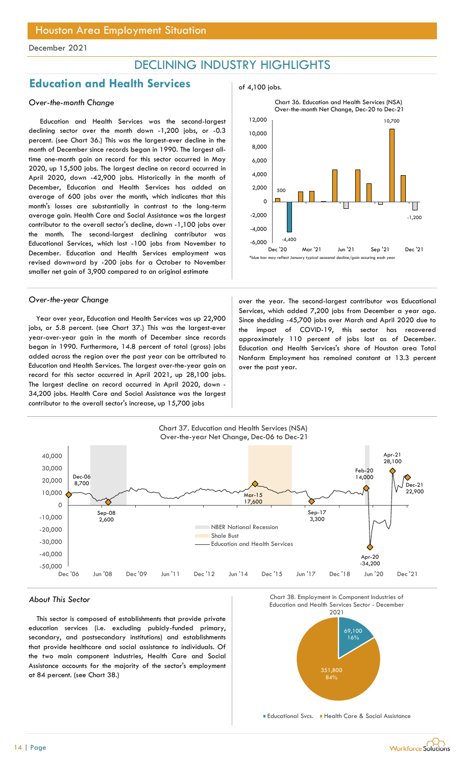December 2021

# DECLINING INDUSTRY HIGHLIGHTS

## Education and Health Services

*Over-the-month Change*

Education and Health Services was the second-largest declining sector over the month down -1,200 jobs, or -0.3 percent. (see Chart 36.) This was the largest-ever decline in the month of December since records began in 1990. The largest all-time one-month gain on record for this sector occurred in May 2020, up 15,500 jobs. The largest decline on record occurred in April 2020, down -42,900 jobs. Historically in the month of December, Education and Health Services has added an average of 600 jobs over the month, which indicates that this month's losses are substantially in contrast to the long-term average gain. Health Care and Social Assistance was the largest contributor to the overall sector's decline, down -1,100 jobs over the month. The second-largest declining contributor was Educational Services, which lost -100 jobs from November to December. Education and Health Services employment was revised downward by -200 jobs for a October to November smaller net gain of 3,900 compared to an original estimate of 4,100 jobs.

Chart 36. Education and Health Services (NSA) Over-the-month Net Change, Dec-20 to Dec-21

*blue bar may reflect January typical seasonal decline/gain occuring each year

*Over-the-year Change*

Year over year, Education and Health Services was up 22,900 jobs, or 5.8 percent. (see Chart 37.) This was the largest-ever year-over-year gain in the month of December since records began in 1990. Furthermore, 14.8 percent of total (gross) jobs added across the region over the past year can be attributed to Education and Health Services. The largest over-the-year gain on record for this sector occurred in April 2021, up 28,100 jobs. The largest decline on record occurred in April 2020, down -34,200 jobs. Health Care and Social Assistance was the largest contributor to the overall sector's increase, up 15,700 jobs over the year. The second-largest contributor was Educational Services, which added 7,200 jobs from December a year ago. Since shedding -45,700 jobs over March and April 2020 due to the impact of COVID-19, this sector has recovered approximately 110 percent of jobs lost as of December. Education and Health Services's share of Houston area Total Nonfarm Employment has remained constant at 13.3 percent over the past year.

Chart 37. Education and Health Services (NSA) Over-the-year Net Change, Dec-06 to Dec-21

*About This Sector*

This sector is composed of establishments that provide private education services (i.e. excluding pubicly-funded primary, secondary, and postsecondary institutions) and establishments that provide healthcare and social assistance to individuals. Of the two main component industries, Health Care and Social Assistance accounts for the majority of the sector's employment at 84 percent. (see Chart 38.)

Chart 38. Employment in Component Industries of Education and Health Services Sector - December 2021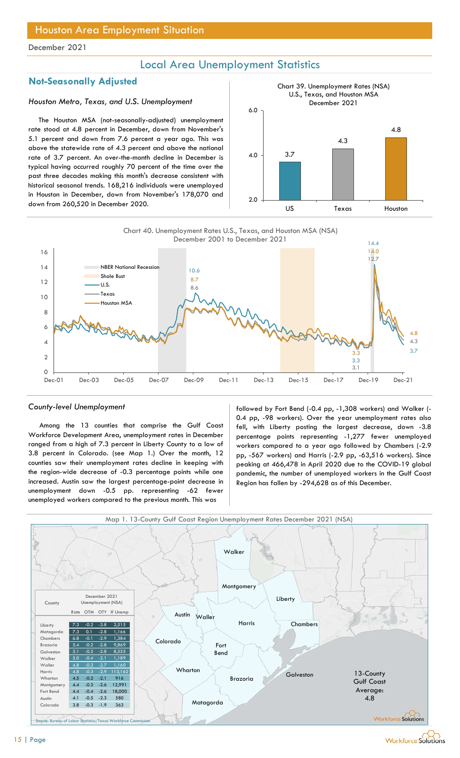# Houston Area Employment Situation

December 2021

## Local Area Unemployment Statistics

### Not-Seasonally Adjusted

*Houston Metro, Texas, and U.S. Unemployment*

The Houston MSA (not-seasonally-adjusted) unemployment rate stood at 4.8 percent in December, down from November's 5.1 percent and down from 7.6 percent a year ago. This was above the statewide rate of 4.3 percent and above the national rate of 3.7 percent. An over-the-month decline in December is typical having occurred roughly 70 percent of the time over the past three decades making this month's decrease consistent with historical seasonal trends. 168,216 individuals were unemployed in Houston in December, down from November's 178,070 and down from 260,520 in December 2020.

Chart 39. Unemployment Rates (NSA) U.S., Texas, and Houston MSA December 2021

| | US | Texas | Houston |
|---|---|---|---|
| Rate | 3.7 | 4.3 | 4.8 |

Chart 40. Unemployment Rates U.S., Texas, and Houston MSA (NSA) December 2001 to December 2021

*County-level Unemployment*

Among the 13 counties that comprise the Gulf Coast Workforce Development Area, unemployment rates in December ranged from a high of 7.3 percent in Liberty County to a low of 3.8 percent in Colorado. (see Map 1.) Over the month, 12 counties saw their unemployment rates decline in keeping with the region-wide decrease of -0.3 percentage points while one increased. Austin saw the largest percentage-point decrease in unemployment down -0.5 pp. representing -62 fewer unemployed workers compared to the previous month. This was followed by Fort Bend (-0.4 pp, -1,308 workers) and Walker (-0.4 pp, -98 workers). Over the year unemployment rates also fell, with Liberty posting the largest decrease, down -3.8 percentage points representing -1,277 fewer unemployed workers compared to a year ago followed by Chambers (-2.9 pp, -567 workers) and Harris (-2.9 pp, -63,516 workers). Since peaking at 466,478 in April 2020 due to the COVID-19 global pandemic, the number of unemployed workers in the Gulf Coast Region has fallen by -294,628 as of this December.

Map 1. 13-County Gulf Coast Region Unemployment Rates December 2021 (NSA)

| County | Rate | OTM | OTY | # Unemp |
|---|---|---|---|---|
| Liberty | 7.3 | -0.2 | -3.8 | 2,515 |
| Matagorda | 7.3 | 0.1 | -2.8 | 1,166 |
| Chambers | 6.8 | -0.1 | -2.9 | 1,384 |
| Brazoria | 5.4 | -0.2 | -2.8 | 9,869 |
| Galveston | 5.1 | -0.2 | -2.8 | 8,555 |
| Walker | 5.0 | -0.4 | -2.1 | 1,189 |
| Waller | 4.8 | -0.3 | -2.7 | 1,160 |
| Harris | 4.8 | -0.3 | -2.9 | 113,162 |
| Wharton | 4.5 | -0.2 | -2.1 | 916 |
| Montgomery | 4.4 | -0.3 | -2.6 | 12,991 |
| Fort Bend | 4.4 | -0.4 | -2.6 | 18,000 |
| Austin | 4.1 | -0.5 | -2.3 | 580 |
| Colorado | 3.8 | -0.3 | -1.9 | 363 |

13-County Gulf Coast Average: 4.8

Source: Bureau of Labor Statistics/Texas Workforce Commission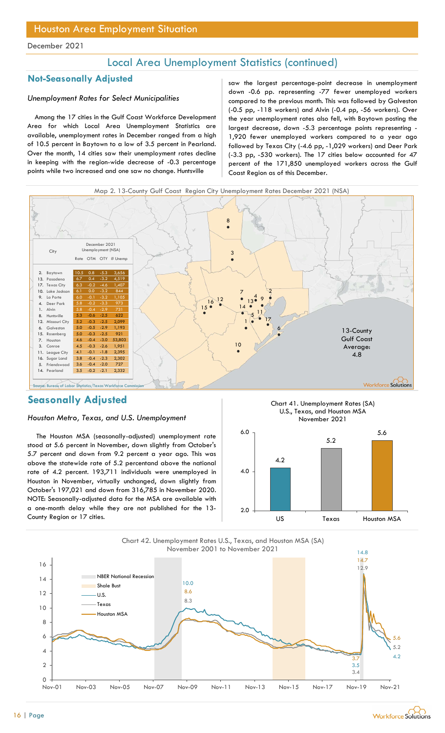# Houston Area Employment Situation

December 2021

## Local Area Unemployment Statistics (continued)

### Not-Seasonally Adjusted

*Unemployment Rates for Select Municipalities*

Among the 17 cities in the Gulf Coast Workforce Development Area for which Local Area Unemployment Statistics are available, unemployment rates in December ranged from a high of 10.5 percent in Baytown to a low of 3.5 percent in Pearland. Over the month, 14 cities saw their unemployment rates decline in keeping with the region-wide decrease of -0.3 percentage points while two increased and one saw no change. Huntsville saw the largest percentage-point decrease in unemployment down -0.6 pp. representing -77 fewer unemployed workers compared to the previous month. This was followed by Galveston (-0.5 pp, -118 workers) and Alvin (-0.4 pp, -56 workers). Over the year unemployment rates also fell, with Baytown posting the largest decrease, down -5.3 percentage points representing -1,920 fewer unemployed workers compared to a year ago followed by Texas City (-4.6 pp, -1,029 workers) and Deer Park (-3.3 pp, -530 workers). The 17 cities below accounted for 47 percent of the 171,850 unemployed workers across the Gulf Coast Region as of this December.

Map 2. 13-County Gulf Coast Region City Unemployment Rates December 2021 (NSA)

| City | December 2021 Unemployment (NSA) | | | |
|---|---|---|---|---|
| | Rate | OTM | OTY | # Unemp |
| 2. Baytown | 10.5 | 0.8 | -5.3 | 3,656 |
| 13. Pasadena | 6.7 | 0.4 | -3.2 | 4,519 |
| 17. Texas City | 6.3 | -0.2 | -4.6 | 1,407 |
| 10. Lake Jackson | 6.1 | 0.0 | -3.2 | 844 |
| 9. La Porte | 6.0 | -0.1 | -3.2 | 1,105 |
| 4. Deer Park | 5.8 | -0.2 | -3.3 | 973 |
| 1. Alvin | 5.8 | -0.4 | -2.9 | 731 |
| 8. Huntsville | 5.3 | -0.6 | -2.5 | 622 |
| 12. Missouri City | 5.2 | -0.3 | -2.5 | 2,099 |
| 6. Galveston | 5.0 | -0.5 | -2.9 | 1,193 |
| 15. Rosenberg | 5.0 | -0.3 | -2.5 | 921 |
| 7. Houston | 4.6 | -0.4 | -3.0 | 53,803 |
| 3. Conroe | 4.5 | -0.3 | -2.6 | 1,951 |
| 11. League City | 4.1 | -0.1 | -1.8 | 2,395 |
| 16. Sugar Land | 3.8 | -0.4 | -2.3 | 2,302 |
| 5. Friendswood | 3.6 | -0.4 | -2.0 | 727 |
| 14. Pearland | 3.5 | -0.2 | -2.1 | 2,332 |

13-County Gulf Coast Average: 4.8

Source: Bureau of Labor Statistics/Texas Workforce Commission

### Seasonally Adjusted

*Houston Metro, Texas, and U.S. Unemployment*

The Houston MSA (seasonally-adjusted) unemployment rate stood at 5.6 percent in November, down slightly from October's 5.7 percent and down from 9.2 percent a year ago. This was above the statewide rate of 5.2 percentand above the national rate of 4.2 percent. 193,711 individuals were unemployed in Houston in November, virtually unchanged, down slightly from October's 197,021 and down from 316,785 in November 2020. NOTE: Seasonally-adjusted data for the MSA are available with a one-month delay while they are not published for the 13-County Region or 17 cities.

Chart 41. Unemployment Rates (SA) U.S., Texas, and Houston MSA November 2021

| | US | Texas | Houston MSA |
|---|---|---|---|
| Rate | 4.2 | 5.2 | 5.6 |

Chart 42. Unemployment Rates U.S., Texas, and Houston MSA (SA) November 2001 to November 2021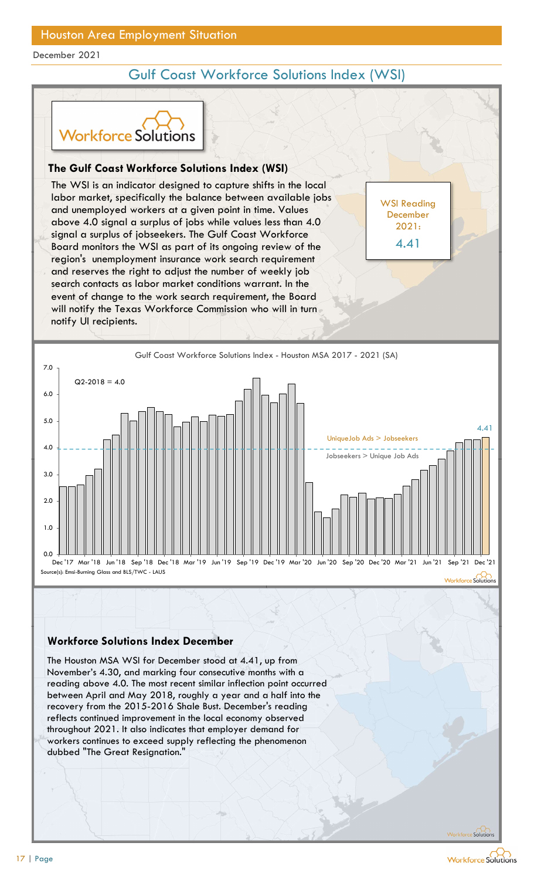# Houston Area Employment Situation

December 2021

## Gulf Coast Workforce Solutions Index (WSI)

### The Gulf Coast Workforce Solutions Index (WSI)

The WSI is an indicator designed to capture shifts in the local labor market, specifically the balance between available jobs and unemployed workers at a given point in time. Values above 4.0 signal a surplus of jobs while values less than 4.0 signal a surplus of jobseekers. The Gulf Coast Workforce Board monitors the WSI as part of its ongoing review of the region's unemployment insurance work search requirement and reserves the right to adjust the number of weekly job search contacts as labor market conditions warrant. In the event of change to the work search requirement, the Board will notify the Texas Workforce Commission who will in turn notify UI recipients.

**WSI Reading December 2021: 4.41**

Gulf Coast Workforce Solutions Index - Houston MSA 2017 - 2021 (SA)

Q2-2018 = 4.0

UniqueJob Ads > Jobseekers

Jobseekers > Unique Job Ads

4.41

Source(s): Emsi-Burning Glass and BLS/TWC - LAUS

### Workforce Solutions Index December

The Houston MSA WSI for December stood at 4.41, up from November's 4.30, and marking four consecutive months with a reading above 4.0. The most recent similar inflection point occurred between April and May 2018, roughly a year and a half into the recovery from the 2015-2016 Shale Bust. December's reading reflects continued improvement in the local economy observed throughout 2021. It also indicates that employer demand for workers continues to exceed supply reflecting the phenomenon dubbed "The Great Resignation."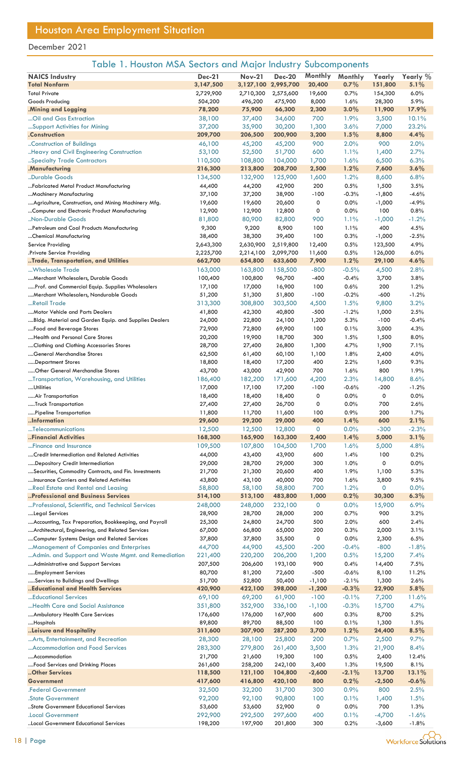# Houston Area Employment Situation

December 2021

## Table 1. Houston MSA Sectors and Major Industry Subcomponents

| NAICS Industry | Dec-21 | Nov-21 | Dec-20 | Monthly | Monthly | Yearly | Yearly % |
|---|---|---|---|---|---|---|---|
| **Total Nonfarm** | **3,147,500** | **3,127,100** | **2,995,700** | **20,400** | **0.7%** | **151,800** | **5.1%** |
| Total Private | 2,729,900 | 2,710,300 | 2,575,600 | 19,600 | 0.7% | 154,300 | 6.0% |
| Goods Producing | 504,200 | 496,200 | 475,900 | 8,000 | 1.6% | 28,300 | 5.9% |
| **.Mining and Logging** | **78,200** | **75,900** | **66,300** | **2,300** | **3.0%** | **11,900** | **17.9%** |
| ...Oil and Gas Extraction | 38,100 | 37,400 | 34,600 | 700 | 1.9% | 3,500 | 10.1% |
| ...Support Activities for Mining | 37,200 | 35,900 | 30,200 | 1,300 | 3.6% | 7,000 | 23.2% |
| **.Construction** | **209,700** | **206,500** | **200,900** | **3,200** | **1.5%** | **8,800** | **4.4%** |
| ..Construction of Buildings | 46,100 | 45,200 | 45,200 | 900 | 2.0% | 900 | 2.0% |
| ..Heavy and Civil Engineering Construction | 53,100 | 52,500 | 51,700 | 600 | 1.1% | 1,400 | 2.7% |
| ..Specialty Trade Contractors | 110,500 | 108,800 | 104,000 | 1,700 | 1.6% | 6,500 | 6.3% |
| **.Manufacturing** | **216,300** | **213,800** | **208,700** | **2,500** | **1.2%** | **7,600** | **3.6%** |
| ..Durable Goods | 134,500 | 132,900 | 125,900 | 1,600 | 1.2% | 8,600 | 6.8% |
| ...Fabricated Metal Product Manufacturing | 44,400 | 44,200 | 42,900 | 200 | 0.5% | 1,500 | 3.5% |
| ...Machinery Manufacturing | 37,100 | 37,200 | 38,900 | -100 | -0.3% | -1,800 | -4.6% |
| ....Agriculture, Construction, and Mining Machinery Mfg. | 19,600 | 19,600 | 20,600 | 0 | 0.0% | -1,000 | -4.9% |
| ...Computer and Electronic Product Manufacturing | 12,900 | 12,900 | 12,800 | 0 | 0.0% | 100 | 0.8% |
| ..Non-Durable Goods | 81,800 | 80,900 | 82,800 | 900 | 1.1% | -1,000 | -1.2% |
| ...Petroleum and Coal Products Manufacturing | 9,300 | 9,200 | 8,900 | 100 | 1.1% | 400 | 4.5% |
| ...Chemical Manufacturing | 38,400 | 38,300 | 39,400 | 100 | 0.3% | -1,000 | -2.5% |
| Service Providing | 2,643,300 | 2,630,900 | 2,519,800 | 12,400 | 0.5% | 123,500 | 4.9% |
| .Private Service Providing | 2,225,700 | 2,214,100 | 2,099,700 | 11,600 | 0.5% | 126,000 | 6.0% |
| **..Trade, Transportation, and Utilities** | **662,700** | **654,800** | **633,600** | **7,900** | **1.2%** | **29,100** | **4.6%** |
| ...Wholesale Trade | 163,000 | 163,800 | 158,500 | -800 | -0.5% | 4,500 | 2.8% |
| ....Merchant Wholesalers, Durable Goods | 100,400 | 100,800 | 96,700 | -400 | -0.4% | 3,700 | 3.8% |
| .....Prof. and Commercial Equip. Supplies Wholesalers | 17,100 | 17,000 | 16,900 | 100 | 0.6% | 200 | 1.2% |
| ....Merchant Wholesalers, Nondurable Goods | 51,200 | 51,300 | 51,800 | -100 | -0.2% | -600 | -1.2% |
| ...Retail Trade | 313,300 | 308,800 | 303,500 | 4,500 | 1.5% | 9,800 | 3.2% |
| ....Motor Vehicle and Parts Dealers | 41,800 | 42,300 | 40,800 | -500 | -1.2% | 1,000 | 2.5% |
| ....Bldg. Material and Garden Equip. and Supplies Dealers | 24,000 | 22,800 | 24,100 | 1,200 | 5.3% | -100 | -0.4% |
| ....Food and Beverage Stores | 72,900 | 72,800 | 69,900 | 100 | 0.1% | 3,000 | 4.3% |
| ....Health and Personal Care Stores | 20,200 | 19,900 | 18,700 | 300 | 1.5% | 1,500 | 8.0% |
| ....Clothing and Clothing Accessories Stores | 28,700 | 27,400 | 26,800 | 1,300 | 4.7% | 1,900 | 7.1% |
| ....General Merchandise Stores | 62,500 | 61,400 | 60,100 | 1,100 | 1.8% | 2,400 | 4.0% |
| .....Department Stores | 18,800 | 18,400 | 17,200 | 400 | 2.2% | 1,600 | 9.3% |
| .....Other General Merchandise Stores | 43,700 | 43,000 | 42,900 | 700 | 1.6% | 800 | 1.9% |
| ...Transportation, Warehousing, and Utilities | 186,400 | 182,200 | 171,600 | 4,200 | 2.3% | 14,800 | 8.6% |
| ....Utilities | 17,000 | 17,100 | 17,200 | -100 | -0.6% | -200 | -1.2% |
| .....Air Transportation | 18,400 | 18,400 | 18,400 | 0 | 0.0% | 0 | 0.0% |
| .....Truck Transportation | 27,400 | 27,400 | 26,700 | 0 | 0.0% | 700 | 2.6% |
| .....Pipeline Transportation | 11,800 | 11,700 | 11,600 | 100 | 0.9% | 200 | 1.7% |
| **..Information** | **29,600** | **29,200** | **29,000** | **400** | **1.4%** | **600** | **2.1%** |
| ...Telecommunications | 12,500 | 12,500 | 12,800 | 0 | 0.0% | -300 | -2.3% |
| **..Financial Activities** | **168,300** | **165,900** | **163,300** | **2,400** | **1.4%** | **5,000** | **3.1%** |
| ...Finance and Insurance | 109,500 | 107,800 | 104,500 | 1,700 | 1.6% | 5,000 | 4.8% |
| ....Credit Intermediation and Related Activities | 44,000 | 43,400 | 43,900 | 600 | 1.4% | 100 | 0.2% |
| .....Depository Credit Intermediation | 29,000 | 28,700 | 29,000 | 300 | 1.0% | 0 | 0.0% |
| ....Securities, Commodity Contracts, and Fin. Investments | 21,700 | 21,300 | 20,600 | 400 | 1.9% | 1,100 | 5.3% |
| ....Insurance Carriers and Related Activities | 43,800 | 43,100 | 40,000 | 700 | 1.6% | 3,800 | 9.5% |
| ...Real Estate and Rental and Leasing | 58,800 | 58,100 | 58,800 | 700 | 1.2% | 0 | 0.0% |
| **..Professional and Business Services** | **514,100** | **513,100** | **483,800** | **1,000** | **0.2%** | **30,300** | **6.3%** |
| ...Professional, Scientific, and Technical Services | 248,000 | 248,000 | 232,100 | 0 | 0.0% | 15,900 | 6.9% |
| ....Legal Services | 28,900 | 28,700 | 28,000 | 200 | 0.7% | 900 | 3.2% |
| ....Accounting, Tax Preparation, Bookkeeping, and Payroll | 25,300 | 24,800 | 24,700 | 500 | 2.0% | 600 | 2.4% |
| ....Architectural, Engineering, and Related Services | 67,000 | 66,800 | 65,000 | 200 | 0.3% | 2,000 | 3.1% |
| ....Computer Systems Design and Related Services | 37,800 | 37,800 | 35,500 | 0 | 0.0% | 2,300 | 6.5% |
| ...Management of Companies and Enterprises | 44,700 | 44,900 | 45,500 | -200 | -0.4% | -800 | -1.8% |
| ...Admin. and Support and Waste Mgmt. and Remediation | 221,400 | 220,200 | 206,200 | 1,200 | 0.5% | 15,200 | 7.4% |
| ....Administrative and Support Services | 207,500 | 206,600 | 193,100 | 900 | 0.4% | 14,400 | 7.5% |
| .....Employment Services | 80,700 | 81,200 | 72,600 | -500 | -0.6% | 8,100 | 11.2% |
| .....Services to Buildings and Dwellings | 51,700 | 52,800 | 50,400 | -1,100 | -2.1% | 1,300 | 2.6% |
| **..Educational and Health Services** | **420,900** | **422,100** | **398,000** | **-1,200** | **-0.3%** | **22,900** | **5.8%** |
| ...Educational Services | 69,100 | 69,200 | 61,900 | -100 | -0.1% | 7,200 | 11.6% |
| ...Health Care and Social Assistance | 351,800 | 352,900 | 336,100 | -1,100 | -0.3% | 15,700 | 4.7% |
| ....Ambulatory Health Care Services | 176,600 | 176,000 | 167,900 | 600 | 0.3% | 8,700 | 5.2% |
| ....Hospitals | 89,800 | 89,700 | 88,500 | 100 | 0.1% | 1,300 | 1.5% |
| **..Leisure and Hospitality** | **311,600** | **307,900** | **287,200** | **3,700** | **1.2%** | **24,400** | **8.5%** |
| ...Arts, Entertainment, and Recreation | 28,300 | 28,100 | 25,800 | 200 | 0.7% | 2,500 | 9.7% |
| ...Accommodation and Food Services | 283,300 | 279,800 | 261,400 | 3,500 | 1.3% | 21,900 | 8.4% |
| ....Accommodation | 21,700 | 21,600 | 19,300 | 100 | 0.5% | 2,400 | 12.4% |
| ....Food Services and Drinking Places | 261,600 | 258,200 | 242,100 | 3,400 | 1.3% | 19,500 | 8.1% |
| **..Other Services** | **118,500** | **121,100** | **104,800** | **-2,600** | **-2.1%** | **13,700** | **13.1%** |
| **Government** | **417,600** | **416,800** | **420,100** | **800** | **0.2%** | **-2,500** | **-0.6%** |
| .Federal Government | 32,500 | 32,200 | 31,700 | 300 | 0.9% | 800 | 2.5% |
| .State Government | 92,200 | 92,100 | 90,800 | 100 | 0.1% | 1,400 | 1.5% |
| ..State Government Educational Services | 53,600 | 53,600 | 52,900 | 0 | 0.0% | 700 | 1.3% |
| .Local Government | 292,900 | 292,500 | 297,600 | 400 | 0.1% | -4,700 | -1.6% |
| ..Local Government Educational Services | 198,200 | 197,900 | 201,800 | 300 | 0.2% | -3,600 | -1.8% |

Workforce Solutions